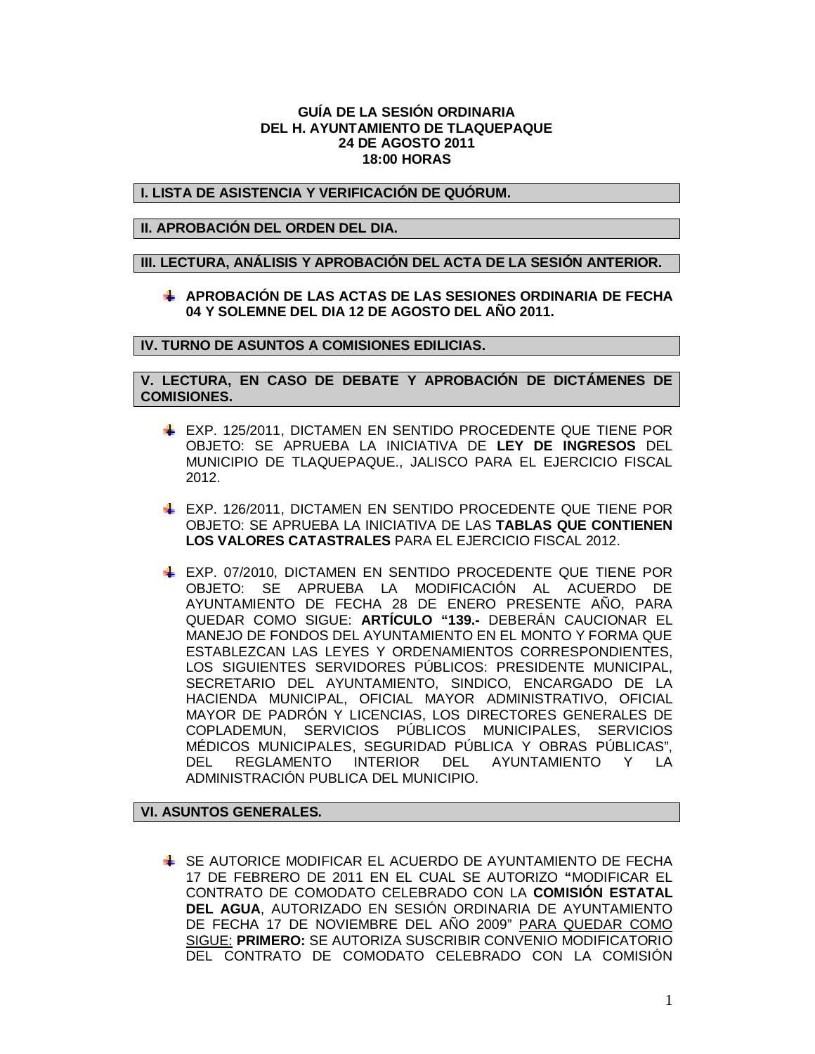**GUÍA DE LA SESIÓN ORDINARIA**
**DEL H. AYUNTAMIENTO DE TLAQUEPAQUE**
**24 DE AGOSTO 2011**
**18:00 HORAS**

## I. LISTA DE ASISTENCIA Y VERIFICACIÓN DE QUÓRUM.

## II. APROBACIÓN DEL ORDEN DEL DIA.

## III. LECTURA, ANÁLISIS Y APROBACIÓN DEL ACTA DE LA SESIÓN ANTERIOR.

- **APROBACIÓN DE LAS ACTAS DE LAS SESIONES ORDINARIA DE FECHA 04 Y SOLEMNE DEL DIA 12 DE AGOSTO DEL AÑO 2011.**

## IV. TURNO DE ASUNTOS A COMISIONES EDILICIAS.

## V. LECTURA, EN CASO DE DEBATE Y APROBACIÓN DE DICTÁMENES DE COMISIONES.

- EXP. 125/2011, DICTAMEN EN SENTIDO PROCEDENTE QUE TIENE POR OBJETO: SE APRUEBA LA INICIATIVA DE **LEY DE INGRESOS** DEL MUNICIPIO DE TLAQUEPAQUE., JALISCO PARA EL EJERCICIO FISCAL 2012.

- EXP. 126/2011, DICTAMEN EN SENTIDO PROCEDENTE QUE TIENE POR OBJETO: SE APRUEBA LA INICIATIVA DE LAS **TABLAS QUE CONTIENEN LOS VALORES CATASTRALES** PARA EL EJERCICIO FISCAL 2012.

- EXP. 07/2010, DICTAMEN EN SENTIDO PROCEDENTE QUE TIENE POR OBJETO: SE APRUEBA LA MODIFICACIÓN AL ACUERDO DE AYUNTAMIENTO DE FECHA 28 DE ENERO PRESENTE AÑO, PARA QUEDAR COMO SIGUE: **ARTÍCULO "139.-** DEBERÁN CAUCIONAR EL MANEJO DE FONDOS DEL AYUNTAMIENTO EN EL MONTO Y FORMA QUE ESTABLEZCAN LAS LEYES Y ORDENAMIENTOS CORRESPONDIENTES, LOS SIGUIENTES SERVIDORES PÚBLICOS: PRESIDENTE MUNICIPAL, SECRETARIO DEL AYUNTAMIENTO, SINDICO, ENCARGADO DE LA HACIENDA MUNICIPAL, OFICIAL MAYOR ADMINISTRATIVO, OFICIAL MAYOR DE PADRÓN Y LICENCIAS, LOS DIRECTORES GENERALES DE COPLADEMUN, SERVICIOS PÚBLICOS MUNICIPALES, SERVICIOS MÉDICOS MUNICIPALES, SEGURIDAD PÚBLICA Y OBRAS PÚBLICAS", DEL REGLAMENTO INTERIOR DEL AYUNTAMIENTO Y LA ADMINISTRACIÓN PUBLICA DEL MUNICIPIO.

## VI. ASUNTOS GENERALES.

- SE AUTORICE MODIFICAR EL ACUERDO DE AYUNTAMIENTO DE FECHA 17 DE FEBRERO DE 2011 EN EL CUAL SE AUTORIZO **"**MODIFICAR EL CONTRATO DE COMODATO CELEBRADO CON LA **COMISIÓN ESTATAL DEL AGUA**, AUTORIZADO EN SESIÓN ORDINARIA DE AYUNTAMIENTO DE FECHA 17 DE NOVIEMBRE DEL AÑO 2009" PARA QUEDAR COMO SIGUE: **PRIMERO:** SE AUTORIZA SUSCRIBIR CONVENIO MODIFICATORIO DEL CONTRATO DE COMODATO CELEBRADO CON LA COMISIÓN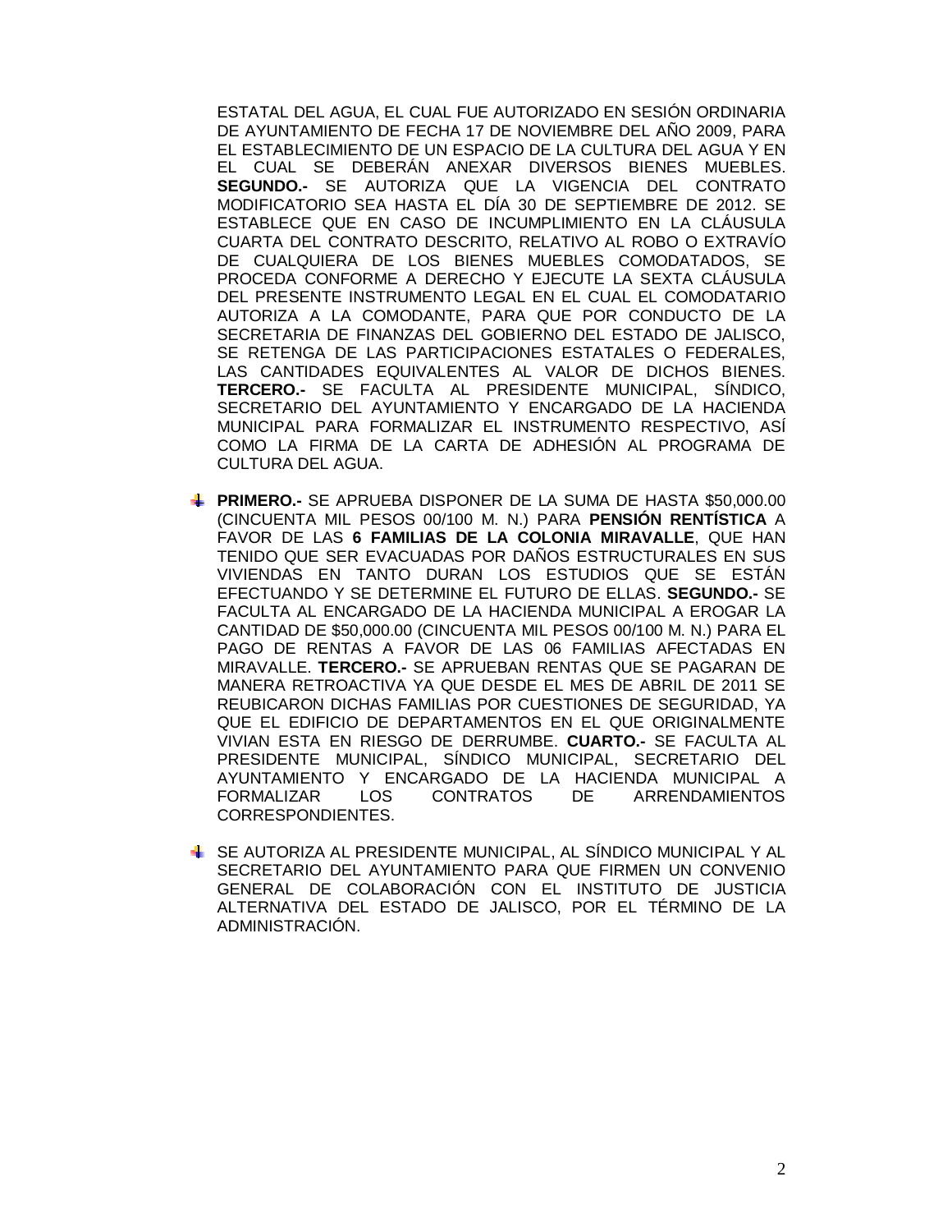ESTATAL DEL AGUA, EL CUAL FUE AUTORIZADO EN SESIÓN ORDINARIA DE AYUNTAMIENTO DE FECHA 17 DE NOVIEMBRE DEL AÑO 2009, PARA EL ESTABLECIMIENTO DE UN ESPACIO DE LA CULTURA DEL AGUA Y EN EL CUAL SE DEBERÁN ANEXAR DIVERSOS BIENES MUEBLES. **SEGUNDO.-** SE AUTORIZA QUE LA VIGENCIA DEL CONTRATO MODIFICATORIO SEA HASTA EL DÍA 30 DE SEPTIEMBRE DE 2012. SE ESTABLECE QUE EN CASO DE INCUMPLIMIENTO EN LA CLÁUSULA CUARTA DEL CONTRATO DESCRITO, RELATIVO AL ROBO O EXTRAVÍO DE CUALQUIERA DE LOS BIENES MUEBLES COMODATADOS, SE PROCEDA CONFORME A DERECHO Y EJECUTE LA SEXTA CLÁUSULA DEL PRESENTE INSTRUMENTO LEGAL EN EL CUAL EL COMODATARIO AUTORIZA A LA COMODANTE, PARA QUE POR CONDUCTO DE LA SECRETARIA DE FINANZAS DEL GOBIERNO DEL ESTADO DE JALISCO, SE RETENGA DE LAS PARTICIPACIONES ESTATALES O FEDERALES, LAS CANTIDADES EQUIVALENTES AL VALOR DE DICHOS BIENES. **TERCERO.-** SE FACULTA AL PRESIDENTE MUNICIPAL, SÍNDICO, SECRETARIO DEL AYUNTAMIENTO Y ENCARGADO DE LA HACIENDA MUNICIPAL PARA FORMALIZAR EL INSTRUMENTO RESPECTIVO, ASÍ COMO LA FIRMA DE LA CARTA DE ADHESIÓN AL PROGRAMA DE CULTURA DEL AGUA.

- **PRIMERO.-** SE APRUEBA DISPONER DE LA SUMA DE HASTA $50,000.00 (CINCUENTA MIL PESOS 00/100 M. N.) PARA **PENSIÓN RENTÍSTICA** A FAVOR DE LAS **6 FAMILIAS DE LA COLONIA MIRAVALLE**, QUE HAN TENIDO QUE SER EVACUADAS POR DAÑOS ESTRUCTURALES EN SUS VIVIENDAS EN TANTO DURAN LOS ESTUDIOS QUE SE ESTÁN EFECTUANDO Y SE DETERMINE EL FUTURO DE ELLAS. **SEGUNDO.-** SE FACULTA AL ENCARGADO DE LA HACIENDA MUNICIPAL A EROGAR LA CANTIDAD DE $50,000.00 (CINCUENTA MIL PESOS 00/100 M. N.) PARA EL PAGO DE RENTAS A FAVOR DE LAS 06 FAMILIAS AFECTADAS EN MIRAVALLE. **TERCERO.-** SE APRUEBAN RENTAS QUE SE PAGARAN DE MANERA RETROACTIVA YA QUE DESDE EL MES DE ABRIL DE 2011 SE REUBICARON DICHAS FAMILIAS POR CUESTIONES DE SEGURIDAD, YA QUE EL EDIFICIO DE DEPARTAMENTOS EN EL QUE ORIGINALMENTE VIVIAN ESTA EN RIESGO DE DERRUMBE. **CUARTO.-** SE FACULTA AL PRESIDENTE MUNICIPAL, SÍNDICO MUNICIPAL, SECRETARIO DEL AYUNTAMIENTO Y ENCARGADO DE LA HACIENDA MUNICIPAL A FORMALIZAR LOS CONTRATOS DE ARRENDAMIENTOS CORRESPONDIENTES.

- SE AUTORIZA AL PRESIDENTE MUNICIPAL, AL SÍNDICO MUNICIPAL Y AL SECRETARIO DEL AYUNTAMIENTO PARA QUE FIRMEN UN CONVENIO GENERAL DE COLABORACIÓN CON EL INSTITUTO DE JUSTICIA ALTERNATIVA DEL ESTADO DE JALISCO, POR EL TÉRMINO DE LA ADMINISTRACIÓN.